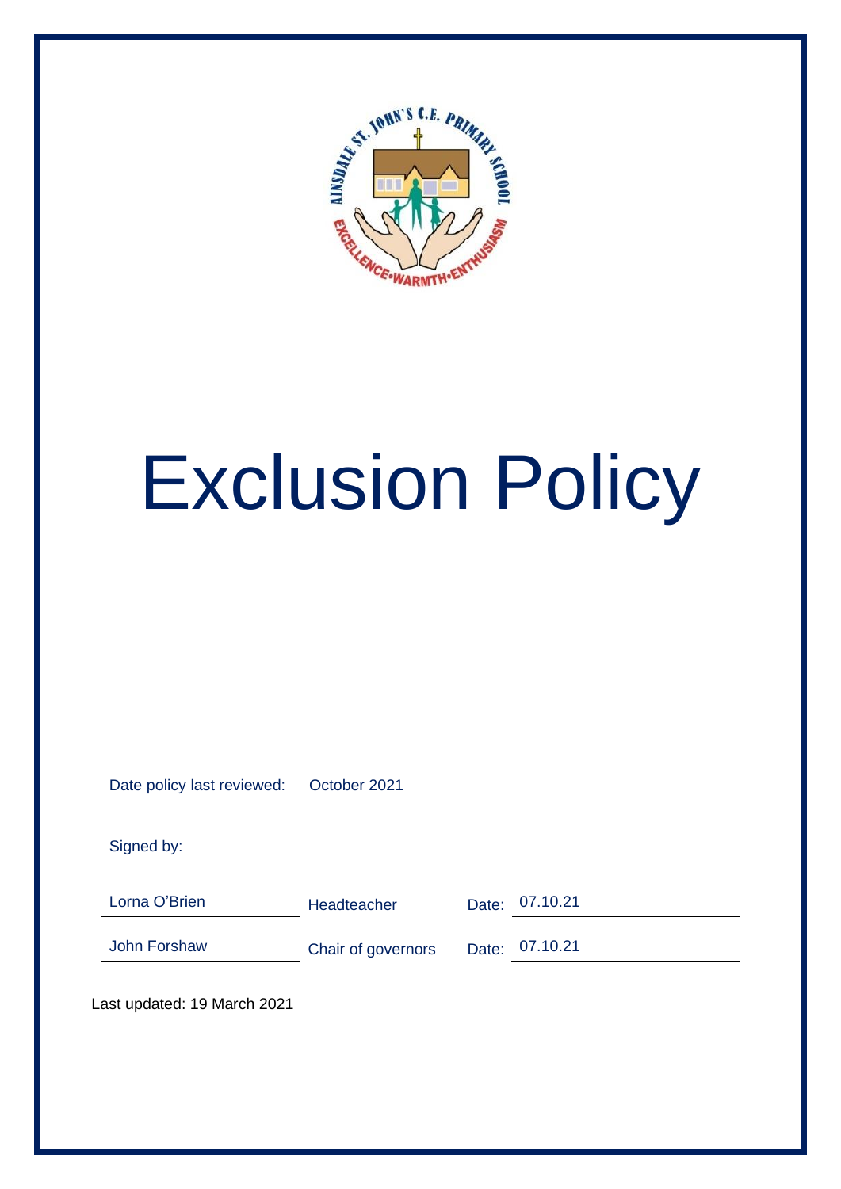# Exclusion Policy

| | | | |
|---|---|---|---|
| Date policy last reviewed: | October 2021 | | |
| Signed by: | | | |
| Lorna O'Brien | Headteacher | Date: | 07.10.21 |
| John Forshaw | Chair of governors | Date: | 07.10.21 |

Last updated: 19 March 2021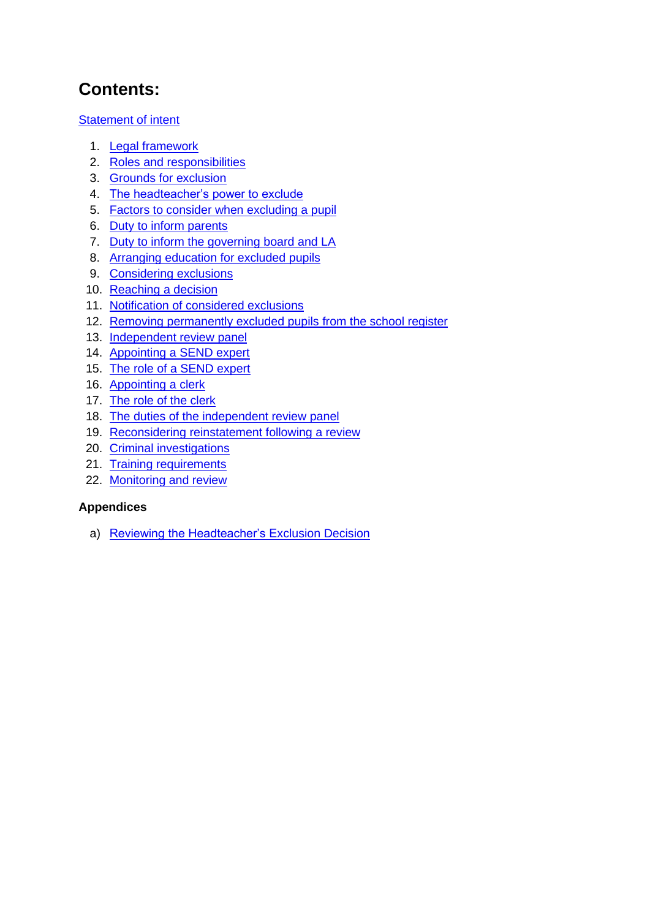# Contents:

Statement of intent

1. Legal framework
2. Roles and responsibilities
3. Grounds for exclusion
4. The headteacher's power to exclude
5. Factors to consider when excluding a pupil
6. Duty to inform parents
7. Duty to inform the governing board and LA
8. Arranging education for excluded pupils
9. Considering exclusions
10. Reaching a decision
11. Notification of considered exclusions
12. Removing permanently excluded pupils from the school register
13. Independent review panel
14. Appointing a SEND expert
15. The role of a SEND expert
16. Appointing a clerk
17. The role of the clerk
18. The duties of the independent review panel
19. Reconsidering reinstatement following a review
20. Criminal investigations
21. Training requirements
22. Monitoring and review

**Appendices**

a) Reviewing the Headteacher's Exclusion Decision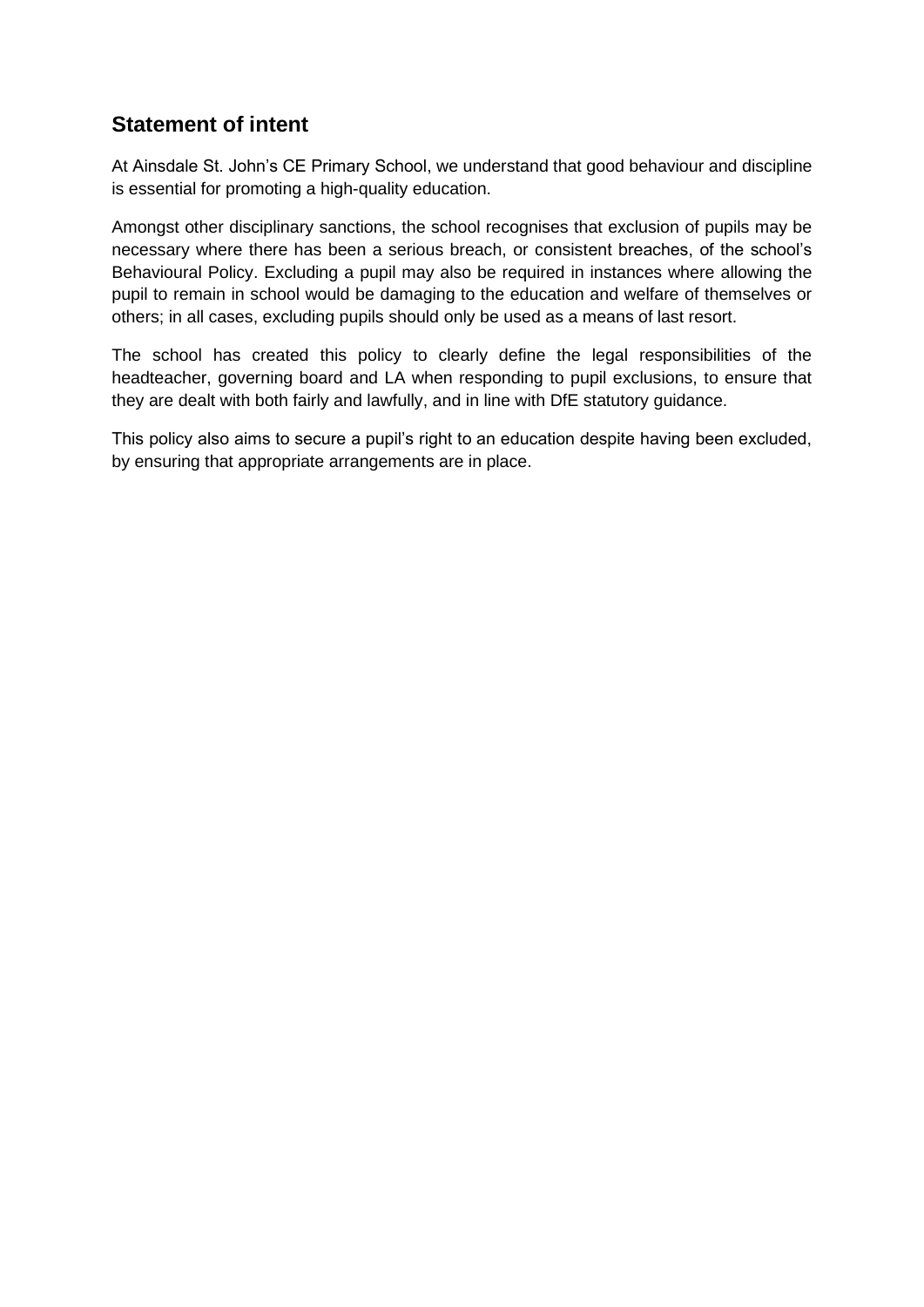## Statement of intent

At Ainsdale St. John's CE Primary School, we understand that good behaviour and discipline is essential for promoting a high-quality education.

Amongst other disciplinary sanctions, the school recognises that exclusion of pupils may be necessary where there has been a serious breach, or consistent breaches, of the school's Behavioural Policy. Excluding a pupil may also be required in instances where allowing the pupil to remain in school would be damaging to the education and welfare of themselves or others; in all cases, excluding pupils should only be used as a means of last resort.

The school has created this policy to clearly define the legal responsibilities of the headteacher, governing board and LA when responding to pupil exclusions, to ensure that they are dealt with both fairly and lawfully, and in line with DfE statutory guidance.

This policy also aims to secure a pupil's right to an education despite having been excluded, by ensuring that appropriate arrangements are in place.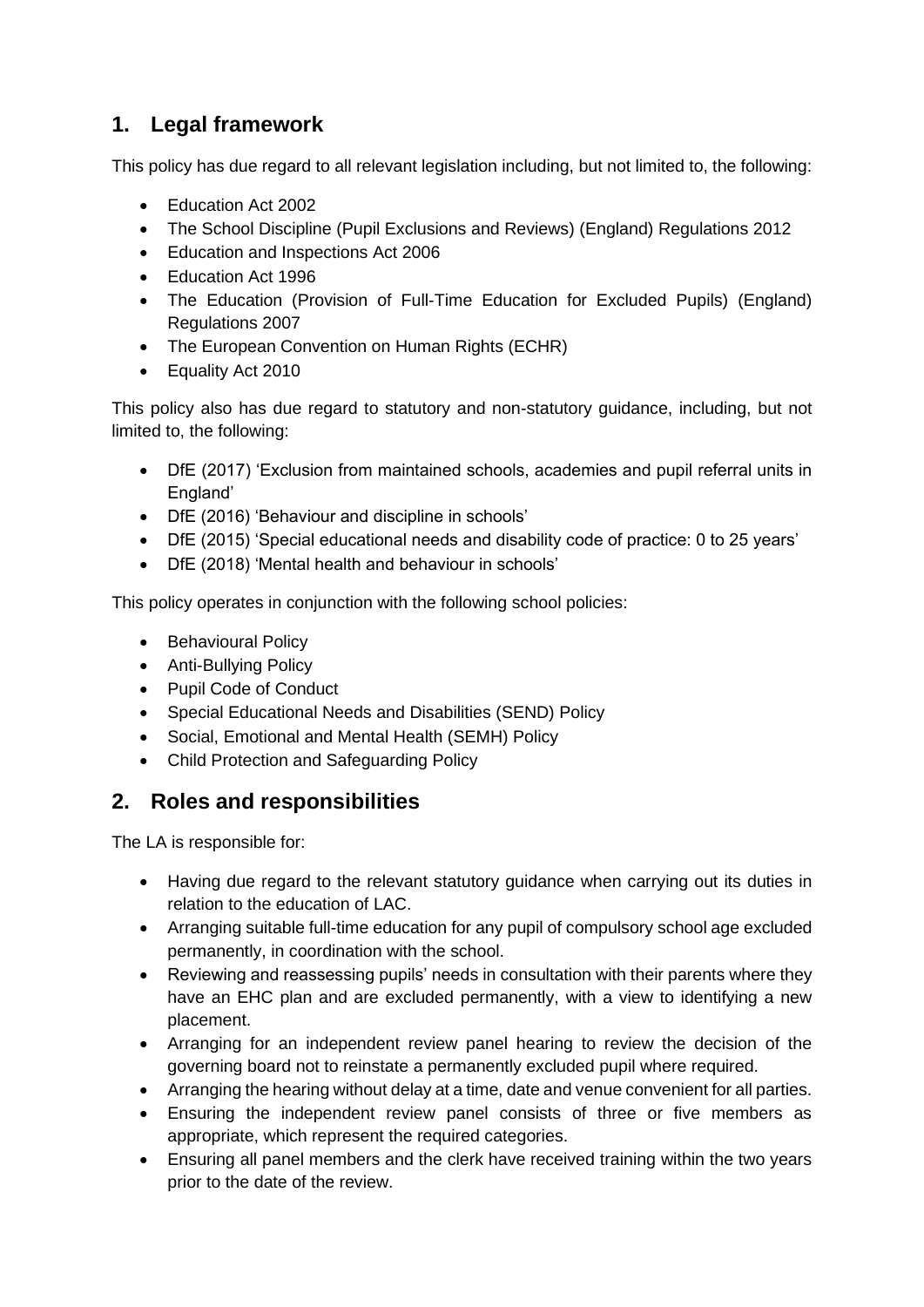## 1. Legal framework

This policy has due regard to all relevant legislation including, but not limited to, the following:

- Education Act 2002
- The School Discipline (Pupil Exclusions and Reviews) (England) Regulations 2012
- Education and Inspections Act 2006
- Education Act 1996
- The Education (Provision of Full-Time Education for Excluded Pupils) (England) Regulations 2007
- The European Convention on Human Rights (ECHR)
- Equality Act 2010

This policy also has due regard to statutory and non-statutory guidance, including, but not limited to, the following:

- DfE (2017) 'Exclusion from maintained schools, academies and pupil referral units in England'
- DfE (2016) 'Behaviour and discipline in schools'
- DfE (2015) 'Special educational needs and disability code of practice: 0 to 25 years'
- DfE (2018) 'Mental health and behaviour in schools'

This policy operates in conjunction with the following school policies:

- Behavioural Policy
- Anti-Bullying Policy
- Pupil Code of Conduct
- Special Educational Needs and Disabilities (SEND) Policy
- Social, Emotional and Mental Health (SEMH) Policy
- Child Protection and Safeguarding Policy

## 2. Roles and responsibilities

The LA is responsible for:

- Having due regard to the relevant statutory guidance when carrying out its duties in relation to the education of LAC.
- Arranging suitable full-time education for any pupil of compulsory school age excluded permanently, in coordination with the school.
- Reviewing and reassessing pupils' needs in consultation with their parents where they have an EHC plan and are excluded permanently, with a view to identifying a new placement.
- Arranging for an independent review panel hearing to review the decision of the governing board not to reinstate a permanently excluded pupil where required.
- Arranging the hearing without delay at a time, date and venue convenient for all parties.
- Ensuring the independent review panel consists of three or five members as appropriate, which represent the required categories.
- Ensuring all panel members and the clerk have received training within the two years prior to the date of the review.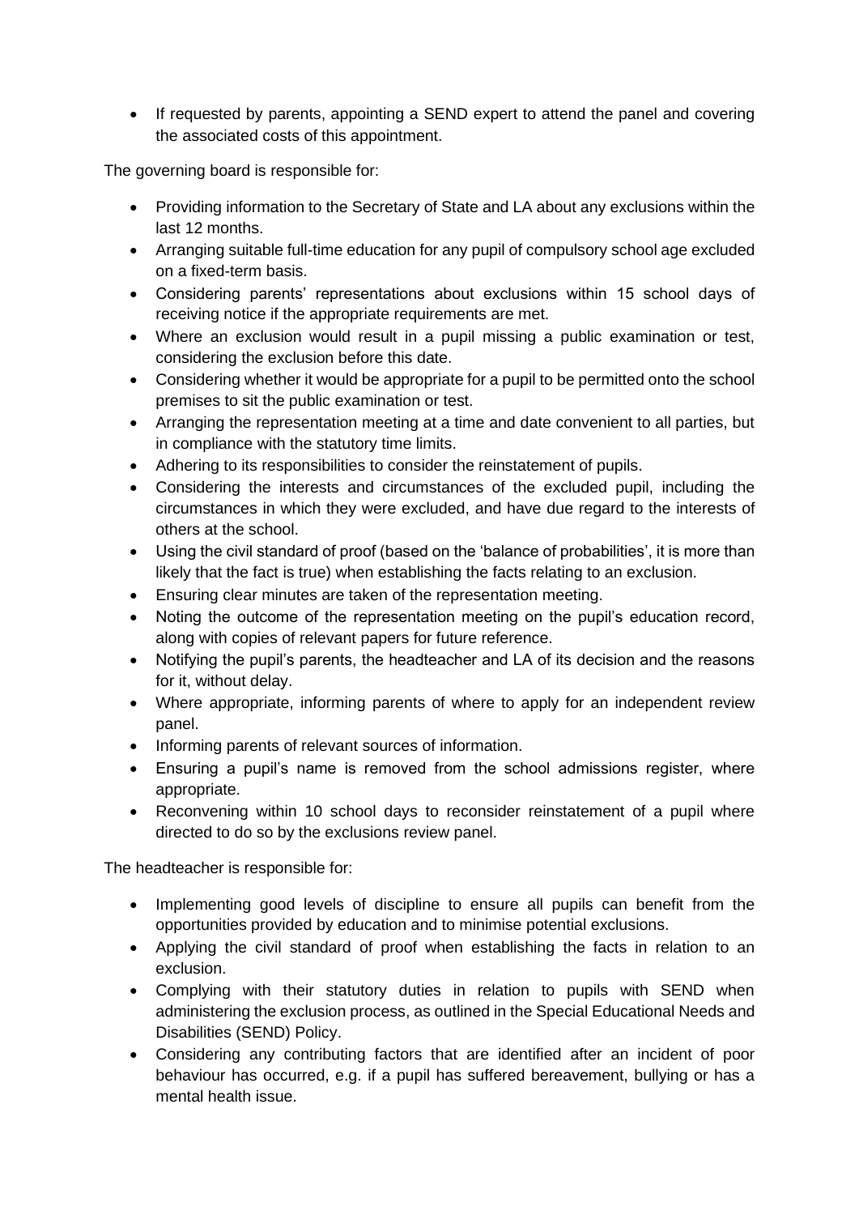- If requested by parents, appointing a SEND expert to attend the panel and covering the associated costs of this appointment.

The governing board is responsible for:

- Providing information to the Secretary of State and LA about any exclusions within the last 12 months.
- Arranging suitable full-time education for any pupil of compulsory school age excluded on a fixed-term basis.
- Considering parents' representations about exclusions within 15 school days of receiving notice if the appropriate requirements are met.
- Where an exclusion would result in a pupil missing a public examination or test, considering the exclusion before this date.
- Considering whether it would be appropriate for a pupil to be permitted onto the school premises to sit the public examination or test.
- Arranging the representation meeting at a time and date convenient to all parties, but in compliance with the statutory time limits.
- Adhering to its responsibilities to consider the reinstatement of pupils.
- Considering the interests and circumstances of the excluded pupil, including the circumstances in which they were excluded, and have due regard to the interests of others at the school.
- Using the civil standard of proof (based on the 'balance of probabilities', it is more than likely that the fact is true) when establishing the facts relating to an exclusion.
- Ensuring clear minutes are taken of the representation meeting.
- Noting the outcome of the representation meeting on the pupil's education record, along with copies of relevant papers for future reference.
- Notifying the pupil's parents, the headteacher and LA of its decision and the reasons for it, without delay.
- Where appropriate, informing parents of where to apply for an independent review panel.
- Informing parents of relevant sources of information.
- Ensuring a pupil's name is removed from the school admissions register, where appropriate.
- Reconvening within 10 school days to reconsider reinstatement of a pupil where directed to do so by the exclusions review panel.

The headteacher is responsible for:

- Implementing good levels of discipline to ensure all pupils can benefit from the opportunities provided by education and to minimise potential exclusions.
- Applying the civil standard of proof when establishing the facts in relation to an exclusion.
- Complying with their statutory duties in relation to pupils with SEND when administering the exclusion process, as outlined in the Special Educational Needs and Disabilities (SEND) Policy.
- Considering any contributing factors that are identified after an incident of poor behaviour has occurred, e.g. if a pupil has suffered bereavement, bullying or has a mental health issue.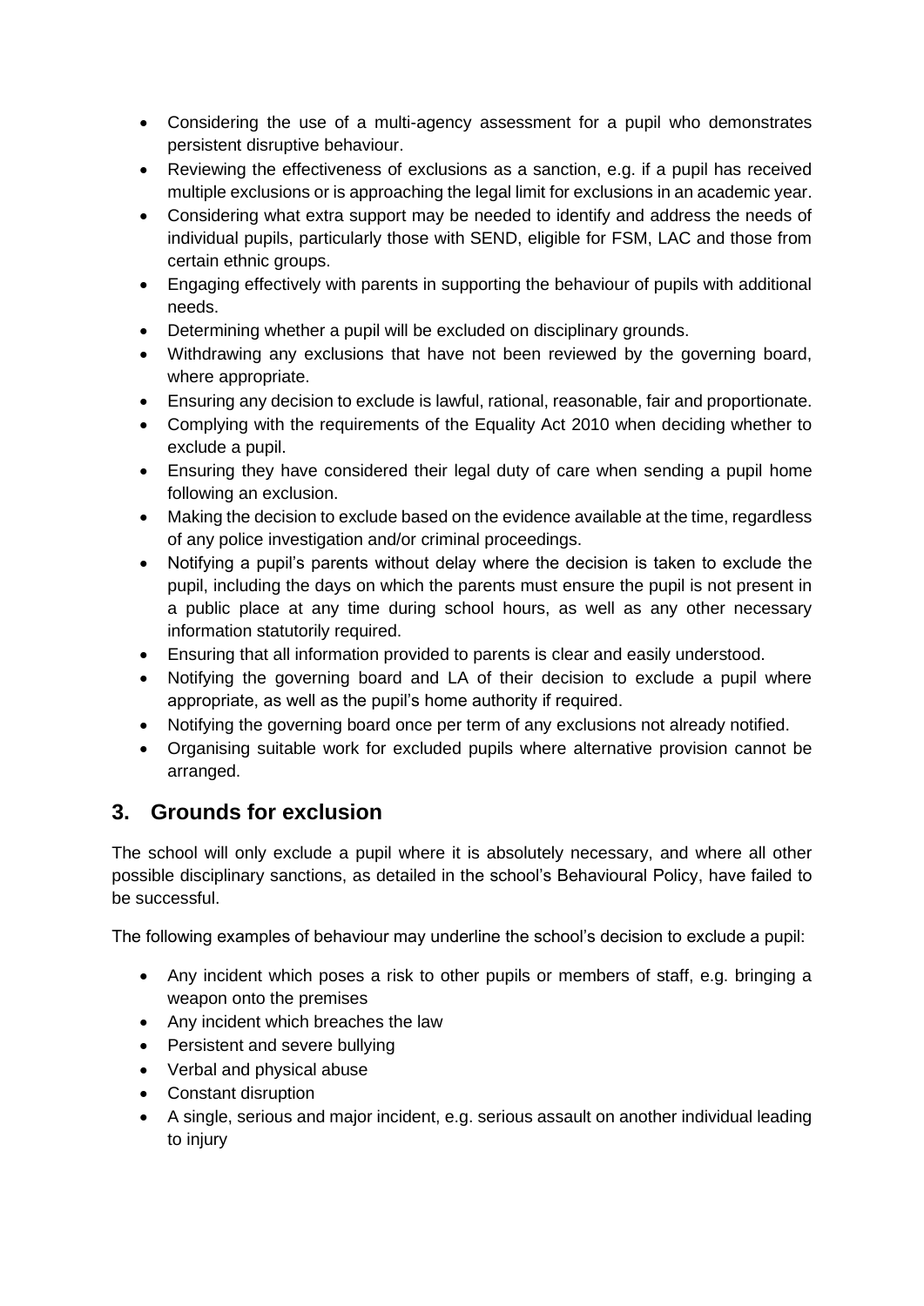- Considering the use of a multi-agency assessment for a pupil who demonstrates persistent disruptive behaviour.
- Reviewing the effectiveness of exclusions as a sanction, e.g. if a pupil has received multiple exclusions or is approaching the legal limit for exclusions in an academic year.
- Considering what extra support may be needed to identify and address the needs of individual pupils, particularly those with SEND, eligible for FSM, LAC and those from certain ethnic groups.
- Engaging effectively with parents in supporting the behaviour of pupils with additional needs.
- Determining whether a pupil will be excluded on disciplinary grounds.
- Withdrawing any exclusions that have not been reviewed by the governing board, where appropriate.
- Ensuring any decision to exclude is lawful, rational, reasonable, fair and proportionate.
- Complying with the requirements of the Equality Act 2010 when deciding whether to exclude a pupil.
- Ensuring they have considered their legal duty of care when sending a pupil home following an exclusion.
- Making the decision to exclude based on the evidence available at the time, regardless of any police investigation and/or criminal proceedings.
- Notifying a pupil's parents without delay where the decision is taken to exclude the pupil, including the days on which the parents must ensure the pupil is not present in a public place at any time during school hours, as well as any other necessary information statutorily required.
- Ensuring that all information provided to parents is clear and easily understood.
- Notifying the governing board and LA of their decision to exclude a pupil where appropriate, as well as the pupil's home authority if required.
- Notifying the governing board once per term of any exclusions not already notified.
- Organising suitable work for excluded pupils where alternative provision cannot be arranged.

## 3. Grounds for exclusion

The school will only exclude a pupil where it is absolutely necessary, and where all other possible disciplinary sanctions, as detailed in the school's Behavioural Policy, have failed to be successful.

The following examples of behaviour may underline the school's decision to exclude a pupil:

- Any incident which poses a risk to other pupils or members of staff, e.g. bringing a weapon onto the premises
- Any incident which breaches the law
- Persistent and severe bullying
- Verbal and physical abuse
- Constant disruption
- A single, serious and major incident, e.g. serious assault on another individual leading to injury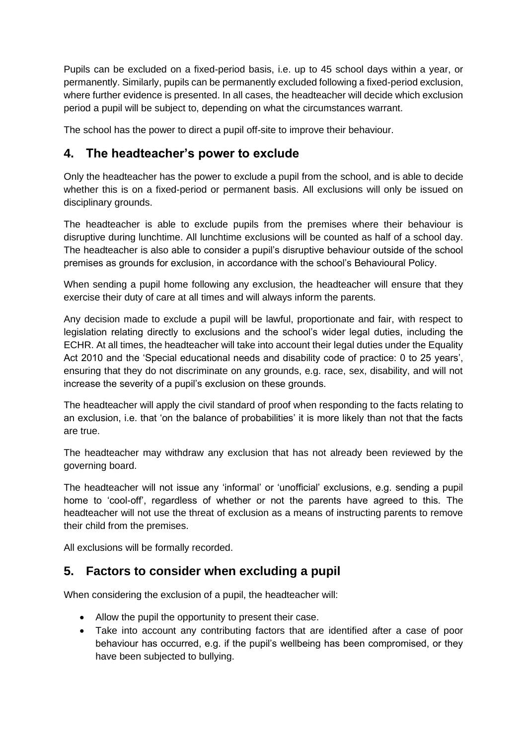Pupils can be excluded on a fixed-period basis, i.e. up to 45 school days within a year, or permanently. Similarly, pupils can be permanently excluded following a fixed-period exclusion, where further evidence is presented. In all cases, the headteacher will decide which exclusion period a pupil will be subject to, depending on what the circumstances warrant.

The school has the power to direct a pupil off-site to improve their behaviour.

## 4. The headteacher's power to exclude

Only the headteacher has the power to exclude a pupil from the school, and is able to decide whether this is on a fixed-period or permanent basis. All exclusions will only be issued on disciplinary grounds.

The headteacher is able to exclude pupils from the premises where their behaviour is disruptive during lunchtime. All lunchtime exclusions will be counted as half of a school day. The headteacher is also able to consider a pupil's disruptive behaviour outside of the school premises as grounds for exclusion, in accordance with the school's Behavioural Policy.

When sending a pupil home following any exclusion, the headteacher will ensure that they exercise their duty of care at all times and will always inform the parents.

Any decision made to exclude a pupil will be lawful, proportionate and fair, with respect to legislation relating directly to exclusions and the school's wider legal duties, including the ECHR. At all times, the headteacher will take into account their legal duties under the Equality Act 2010 and the 'Special educational needs and disability code of practice: 0 to 25 years', ensuring that they do not discriminate on any grounds, e.g. race, sex, disability, and will not increase the severity of a pupil's exclusion on these grounds.

The headteacher will apply the civil standard of proof when responding to the facts relating to an exclusion, i.e. that 'on the balance of probabilities' it is more likely than not that the facts are true.

The headteacher may withdraw any exclusion that has not already been reviewed by the governing board.

The headteacher will not issue any 'informal' or 'unofficial' exclusions, e.g. sending a pupil home to 'cool-off', regardless of whether or not the parents have agreed to this. The headteacher will not use the threat of exclusion as a means of instructing parents to remove their child from the premises.

All exclusions will be formally recorded.

## 5. Factors to consider when excluding a pupil

When considering the exclusion of a pupil, the headteacher will:

- Allow the pupil the opportunity to present their case.
- Take into account any contributing factors that are identified after a case of poor behaviour has occurred, e.g. if the pupil's wellbeing has been compromised, or they have been subjected to bullying.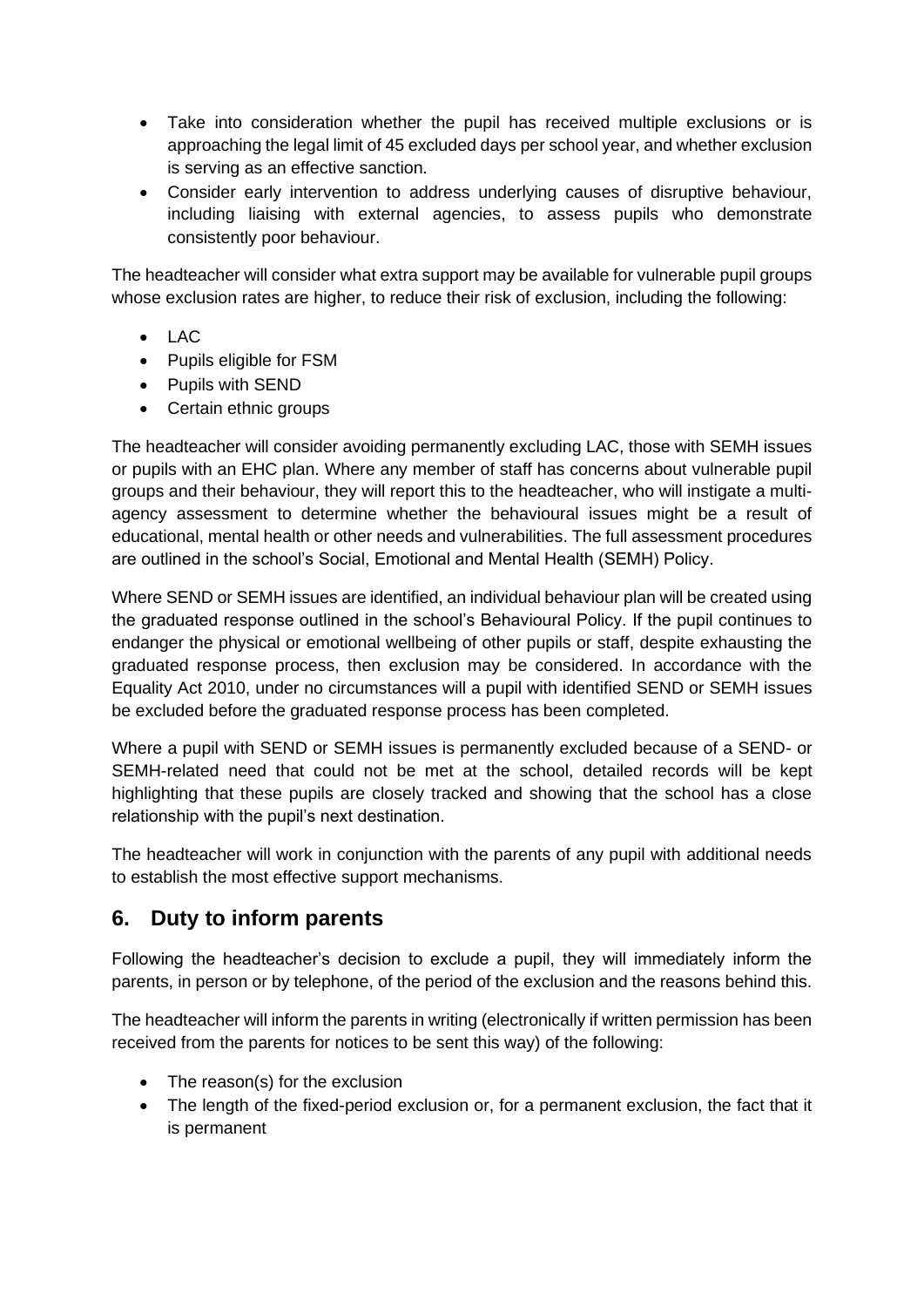- Take into consideration whether the pupil has received multiple exclusions or is approaching the legal limit of 45 excluded days per school year, and whether exclusion is serving as an effective sanction.
- Consider early intervention to address underlying causes of disruptive behaviour, including liaising with external agencies, to assess pupils who demonstrate consistently poor behaviour.

The headteacher will consider what extra support may be available for vulnerable pupil groups whose exclusion rates are higher, to reduce their risk of exclusion, including the following:

- LAC
- Pupils eligible for FSM
- Pupils with SEND
- Certain ethnic groups

The headteacher will consider avoiding permanently excluding LAC, those with SEMH issues or pupils with an EHC plan. Where any member of staff has concerns about vulnerable pupil groups and their behaviour, they will report this to the headteacher, who will instigate a multi-agency assessment to determine whether the behavioural issues might be a result of educational, mental health or other needs and vulnerabilities. The full assessment procedures are outlined in the school's Social, Emotional and Mental Health (SEMH) Policy.

Where SEND or SEMH issues are identified, an individual behaviour plan will be created using the graduated response outlined in the school's Behavioural Policy. If the pupil continues to endanger the physical or emotional wellbeing of other pupils or staff, despite exhausting the graduated response process, then exclusion may be considered. In accordance with the Equality Act 2010, under no circumstances will a pupil with identified SEND or SEMH issues be excluded before the graduated response process has been completed.

Where a pupil with SEND or SEMH issues is permanently excluded because of a SEND- or SEMH-related need that could not be met at the school, detailed records will be kept highlighting that these pupils are closely tracked and showing that the school has a close relationship with the pupil's next destination.

The headteacher will work in conjunction with the parents of any pupil with additional needs to establish the most effective support mechanisms.

## 6. Duty to inform parents

Following the headteacher's decision to exclude a pupil, they will immediately inform the parents, in person or by telephone, of the period of the exclusion and the reasons behind this.

The headteacher will inform the parents in writing (electronically if written permission has been received from the parents for notices to be sent this way) of the following:

- The reason(s) for the exclusion
- The length of the fixed-period exclusion or, for a permanent exclusion, the fact that it is permanent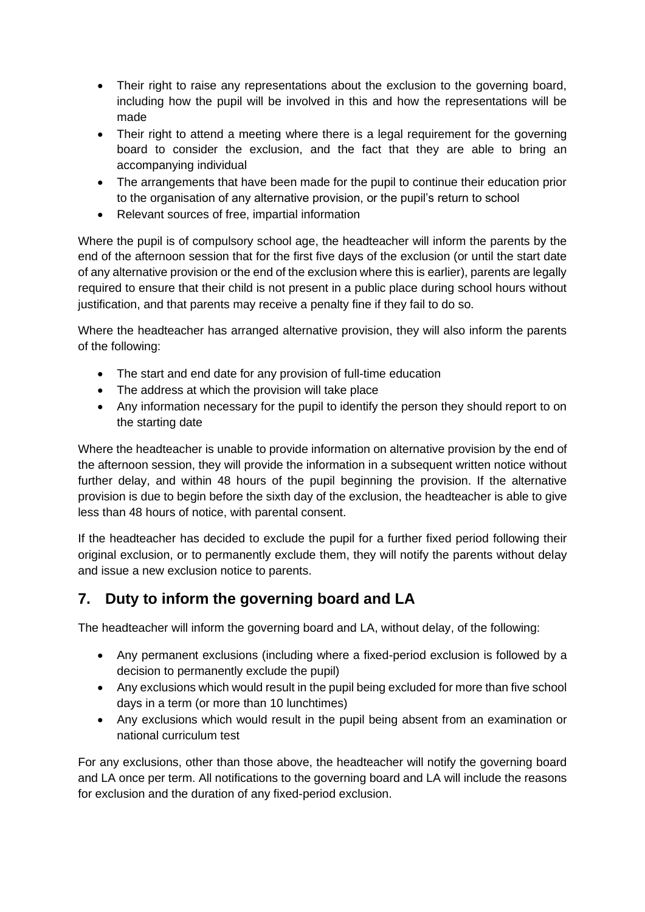- Their right to raise any representations about the exclusion to the governing board, including how the pupil will be involved in this and how the representations will be made
- Their right to attend a meeting where there is a legal requirement for the governing board to consider the exclusion, and the fact that they are able to bring an accompanying individual
- The arrangements that have been made for the pupil to continue their education prior to the organisation of any alternative provision, or the pupil's return to school
- Relevant sources of free, impartial information

Where the pupil is of compulsory school age, the headteacher will inform the parents by the end of the afternoon session that for the first five days of the exclusion (or until the start date of any alternative provision or the end of the exclusion where this is earlier), parents are legally required to ensure that their child is not present in a public place during school hours without justification, and that parents may receive a penalty fine if they fail to do so.

Where the headteacher has arranged alternative provision, they will also inform the parents of the following:

- The start and end date for any provision of full-time education
- The address at which the provision will take place
- Any information necessary for the pupil to identify the person they should report to on the starting date

Where the headteacher is unable to provide information on alternative provision by the end of the afternoon session, they will provide the information in a subsequent written notice without further delay, and within 48 hours of the pupil beginning the provision. If the alternative provision is due to begin before the sixth day of the exclusion, the headteacher is able to give less than 48 hours of notice, with parental consent.

If the headteacher has decided to exclude the pupil for a further fixed period following their original exclusion, or to permanently exclude them, they will notify the parents without delay and issue a new exclusion notice to parents.

## 7. Duty to inform the governing board and LA

The headteacher will inform the governing board and LA, without delay, of the following:

- Any permanent exclusions (including where a fixed-period exclusion is followed by a decision to permanently exclude the pupil)
- Any exclusions which would result in the pupil being excluded for more than five school days in a term (or more than 10 lunchtimes)
- Any exclusions which would result in the pupil being absent from an examination or national curriculum test

For any exclusions, other than those above, the headteacher will notify the governing board and LA once per term. All notifications to the governing board and LA will include the reasons for exclusion and the duration of any fixed-period exclusion.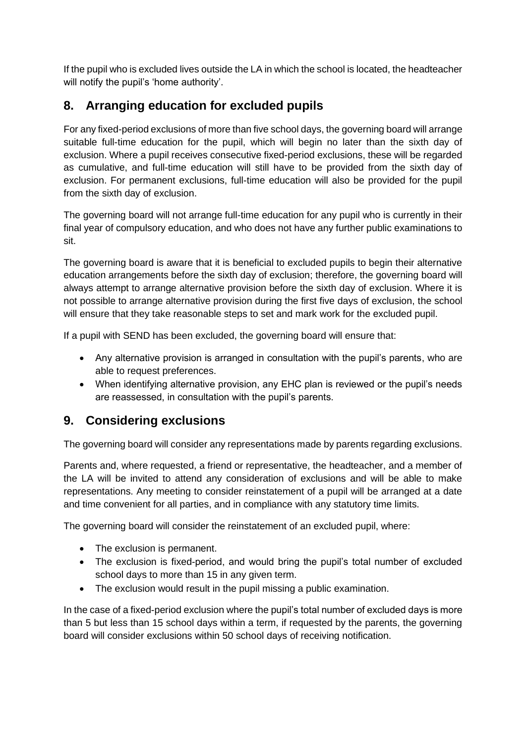If the pupil who is excluded lives outside the LA in which the school is located, the headteacher will notify the pupil's 'home authority'.

## 8. Arranging education for excluded pupils

For any fixed-period exclusions of more than five school days, the governing board will arrange suitable full-time education for the pupil, which will begin no later than the sixth day of exclusion. Where a pupil receives consecutive fixed-period exclusions, these will be regarded as cumulative, and full-time education will still have to be provided from the sixth day of exclusion. For permanent exclusions, full-time education will also be provided for the pupil from the sixth day of exclusion.

The governing board will not arrange full-time education for any pupil who is currently in their final year of compulsory education, and who does not have any further public examinations to sit.

The governing board is aware that it is beneficial to excluded pupils to begin their alternative education arrangements before the sixth day of exclusion; therefore, the governing board will always attempt to arrange alternative provision before the sixth day of exclusion. Where it is not possible to arrange alternative provision during the first five days of exclusion, the school will ensure that they take reasonable steps to set and mark work for the excluded pupil.

If a pupil with SEND has been excluded, the governing board will ensure that:

- Any alternative provision is arranged in consultation with the pupil's parents, who are able to request preferences.
- When identifying alternative provision, any EHC plan is reviewed or the pupil's needs are reassessed, in consultation with the pupil's parents.

## 9. Considering exclusions

The governing board will consider any representations made by parents regarding exclusions.

Parents and, where requested, a friend or representative, the headteacher, and a member of the LA will be invited to attend any consideration of exclusions and will be able to make representations. Any meeting to consider reinstatement of a pupil will be arranged at a date and time convenient for all parties, and in compliance with any statutory time limits.

The governing board will consider the reinstatement of an excluded pupil, where:

- The exclusion is permanent.
- The exclusion is fixed-period, and would bring the pupil's total number of excluded school days to more than 15 in any given term.
- The exclusion would result in the pupil missing a public examination.

In the case of a fixed-period exclusion where the pupil's total number of excluded days is more than 5 but less than 15 school days within a term, if requested by the parents, the governing board will consider exclusions within 50 school days of receiving notification.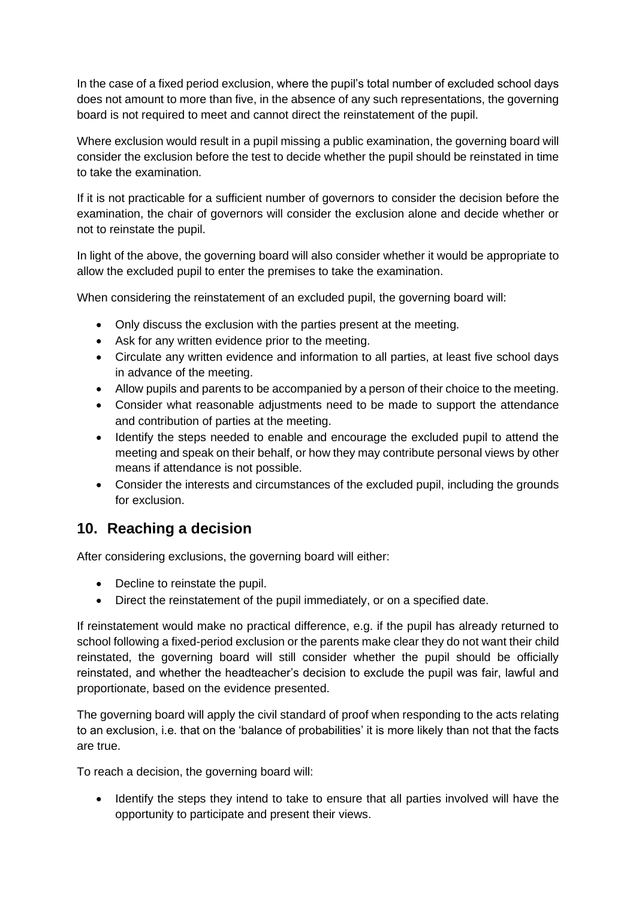In the case of a fixed period exclusion, where the pupil's total number of excluded school days does not amount to more than five, in the absence of any such representations, the governing board is not required to meet and cannot direct the reinstatement of the pupil.

Where exclusion would result in a pupil missing a public examination, the governing board will consider the exclusion before the test to decide whether the pupil should be reinstated in time to take the examination.

If it is not practicable for a sufficient number of governors to consider the decision before the examination, the chair of governors will consider the exclusion alone and decide whether or not to reinstate the pupil.

In light of the above, the governing board will also consider whether it would be appropriate to allow the excluded pupil to enter the premises to take the examination.

When considering the reinstatement of an excluded pupil, the governing board will:

- Only discuss the exclusion with the parties present at the meeting.
- Ask for any written evidence prior to the meeting.
- Circulate any written evidence and information to all parties, at least five school days in advance of the meeting.
- Allow pupils and parents to be accompanied by a person of their choice to the meeting.
- Consider what reasonable adjustments need to be made to support the attendance and contribution of parties at the meeting.
- Identify the steps needed to enable and encourage the excluded pupil to attend the meeting and speak on their behalf, or how they may contribute personal views by other means if attendance is not possible.
- Consider the interests and circumstances of the excluded pupil, including the grounds for exclusion.

## 10. Reaching a decision

After considering exclusions, the governing board will either:

- Decline to reinstate the pupil.
- Direct the reinstatement of the pupil immediately, or on a specified date.

If reinstatement would make no practical difference, e.g. if the pupil has already returned to school following a fixed-period exclusion or the parents make clear they do not want their child reinstated, the governing board will still consider whether the pupil should be officially reinstated, and whether the headteacher's decision to exclude the pupil was fair, lawful and proportionate, based on the evidence presented.

The governing board will apply the civil standard of proof when responding to the acts relating to an exclusion, i.e. that on the 'balance of probabilities' it is more likely than not that the facts are true.

To reach a decision, the governing board will:

- Identify the steps they intend to take to ensure that all parties involved will have the opportunity to participate and present their views.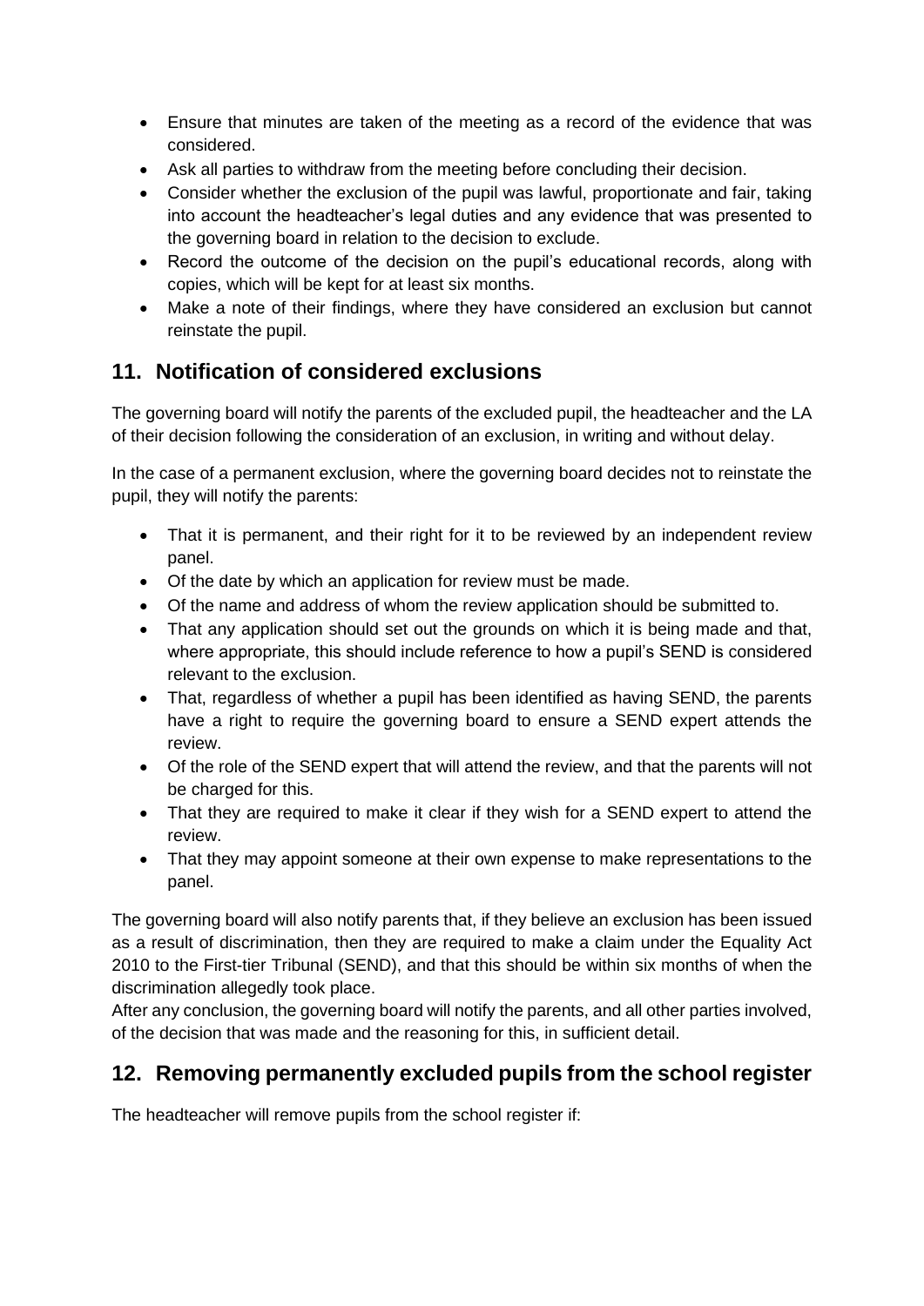- Ensure that minutes are taken of the meeting as a record of the evidence that was considered.
- Ask all parties to withdraw from the meeting before concluding their decision.
- Consider whether the exclusion of the pupil was lawful, proportionate and fair, taking into account the headteacher's legal duties and any evidence that was presented to the governing board in relation to the decision to exclude.
- Record the outcome of the decision on the pupil's educational records, along with copies, which will be kept for at least six months.
- Make a note of their findings, where they have considered an exclusion but cannot reinstate the pupil.

## 11. Notification of considered exclusions

The governing board will notify the parents of the excluded pupil, the headteacher and the LA of their decision following the consideration of an exclusion, in writing and without delay.

In the case of a permanent exclusion, where the governing board decides not to reinstate the pupil, they will notify the parents:

- That it is permanent, and their right for it to be reviewed by an independent review panel.
- Of the date by which an application for review must be made.
- Of the name and address of whom the review application should be submitted to.
- That any application should set out the grounds on which it is being made and that, where appropriate, this should include reference to how a pupil's SEND is considered relevant to the exclusion.
- That, regardless of whether a pupil has been identified as having SEND, the parents have a right to require the governing board to ensure a SEND expert attends the review.
- Of the role of the SEND expert that will attend the review, and that the parents will not be charged for this.
- That they are required to make it clear if they wish for a SEND expert to attend the review.
- That they may appoint someone at their own expense to make representations to the panel.

The governing board will also notify parents that, if they believe an exclusion has been issued as a result of discrimination, then they are required to make a claim under the Equality Act 2010 to the First-tier Tribunal (SEND), and that this should be within six months of when the discrimination allegedly took place.
After any conclusion, the governing board will notify the parents, and all other parties involved, of the decision that was made and the reasoning for this, in sufficient detail.

## 12. Removing permanently excluded pupils from the school register

The headteacher will remove pupils from the school register if: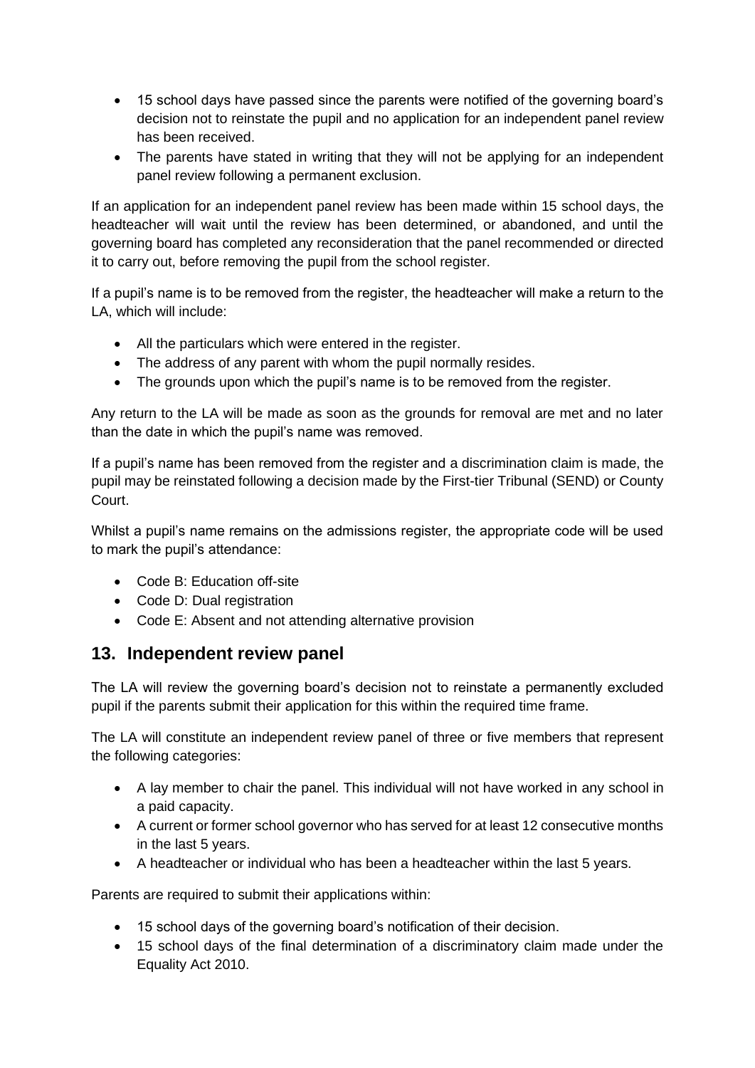- 15 school days have passed since the parents were notified of the governing board's decision not to reinstate the pupil and no application for an independent panel review has been received.
- The parents have stated in writing that they will not be applying for an independent panel review following a permanent exclusion.

If an application for an independent panel review has been made within 15 school days, the headteacher will wait until the review has been determined, or abandoned, and until the governing board has completed any reconsideration that the panel recommended or directed it to carry out, before removing the pupil from the school register.

If a pupil's name is to be removed from the register, the headteacher will make a return to the LA, which will include:

- All the particulars which were entered in the register.
- The address of any parent with whom the pupil normally resides.
- The grounds upon which the pupil's name is to be removed from the register.

Any return to the LA will be made as soon as the grounds for removal are met and no later than the date in which the pupil's name was removed.

If a pupil's name has been removed from the register and a discrimination claim is made, the pupil may be reinstated following a decision made by the First-tier Tribunal (SEND) or County Court.

Whilst a pupil's name remains on the admissions register, the appropriate code will be used to mark the pupil's attendance:

- Code B: Education off-site
- Code D: Dual registration
- Code E: Absent and not attending alternative provision

## 13. Independent review panel

The LA will review the governing board's decision not to reinstate a permanently excluded pupil if the parents submit their application for this within the required time frame.

The LA will constitute an independent review panel of three or five members that represent the following categories:

- A lay member to chair the panel. This individual will not have worked in any school in a paid capacity.
- A current or former school governor who has served for at least 12 consecutive months in the last 5 years.
- A headteacher or individual who has been a headteacher within the last 5 years.

Parents are required to submit their applications within:

- 15 school days of the governing board's notification of their decision.
- 15 school days of the final determination of a discriminatory claim made under the Equality Act 2010.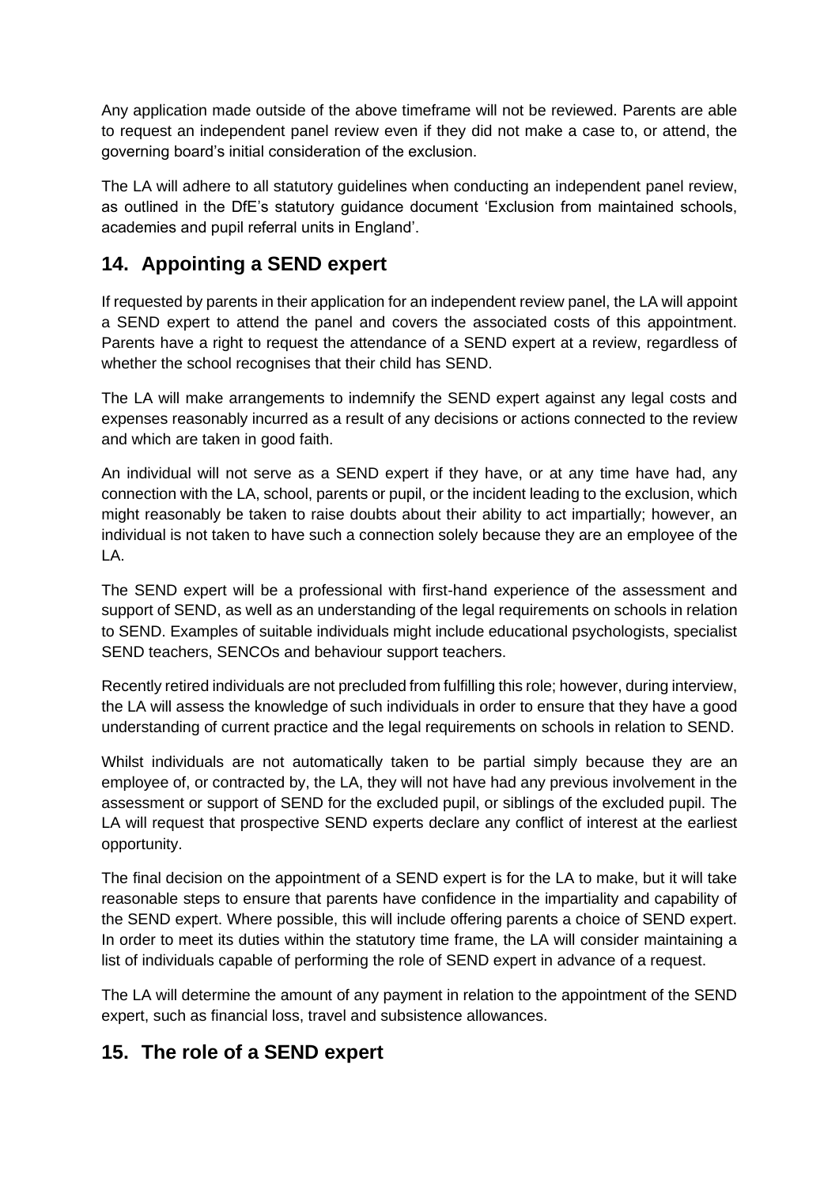Any application made outside of the above timeframe will not be reviewed. Parents are able to request an independent panel review even if they did not make a case to, or attend, the governing board's initial consideration of the exclusion.

The LA will adhere to all statutory guidelines when conducting an independent panel review, as outlined in the DfE's statutory guidance document 'Exclusion from maintained schools, academies and pupil referral units in England'.

## 14. Appointing a SEND expert

If requested by parents in their application for an independent review panel, the LA will appoint a SEND expert to attend the panel and covers the associated costs of this appointment. Parents have a right to request the attendance of a SEND expert at a review, regardless of whether the school recognises that their child has SEND.

The LA will make arrangements to indemnify the SEND expert against any legal costs and expenses reasonably incurred as a result of any decisions or actions connected to the review and which are taken in good faith.

An individual will not serve as a SEND expert if they have, or at any time have had, any connection with the LA, school, parents or pupil, or the incident leading to the exclusion, which might reasonably be taken to raise doubts about their ability to act impartially; however, an individual is not taken to have such a connection solely because they are an employee of the LA.

The SEND expert will be a professional with first-hand experience of the assessment and support of SEND, as well as an understanding of the legal requirements on schools in relation to SEND. Examples of suitable individuals might include educational psychologists, specialist SEND teachers, SENCOs and behaviour support teachers.

Recently retired individuals are not precluded from fulfilling this role; however, during interview, the LA will assess the knowledge of such individuals in order to ensure that they have a good understanding of current practice and the legal requirements on schools in relation to SEND.

Whilst individuals are not automatically taken to be partial simply because they are an employee of, or contracted by, the LA, they will not have had any previous involvement in the assessment or support of SEND for the excluded pupil, or siblings of the excluded pupil. The LA will request that prospective SEND experts declare any conflict of interest at the earliest opportunity.

The final decision on the appointment of a SEND expert is for the LA to make, but it will take reasonable steps to ensure that parents have confidence in the impartiality and capability of the SEND expert. Where possible, this will include offering parents a choice of SEND expert. In order to meet its duties within the statutory time frame, the LA will consider maintaining a list of individuals capable of performing the role of SEND expert in advance of a request.

The LA will determine the amount of any payment in relation to the appointment of the SEND expert, such as financial loss, travel and subsistence allowances.

## 15. The role of a SEND expert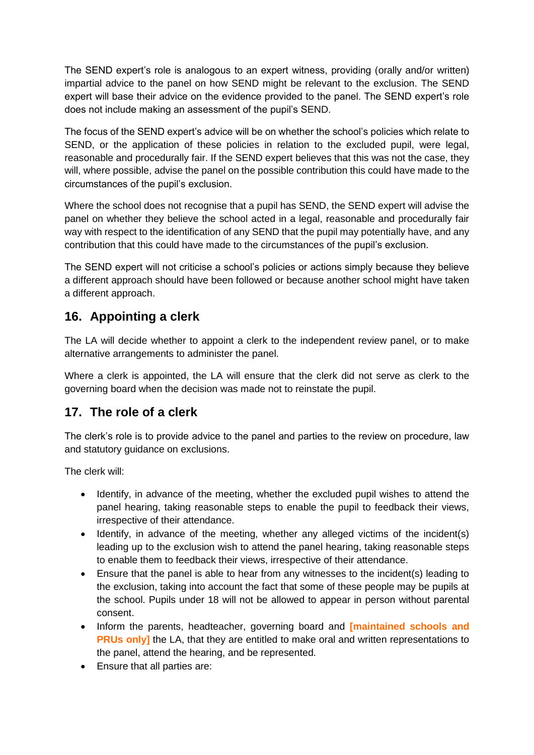The SEND expert's role is analogous to an expert witness, providing (orally and/or written) impartial advice to the panel on how SEND might be relevant to the exclusion. The SEND expert will base their advice on the evidence provided to the panel. The SEND expert's role does not include making an assessment of the pupil's SEND.

The focus of the SEND expert's advice will be on whether the school's policies which relate to SEND, or the application of these policies in relation to the excluded pupil, were legal, reasonable and procedurally fair. If the SEND expert believes that this was not the case, they will, where possible, advise the panel on the possible contribution this could have made to the circumstances of the pupil's exclusion.

Where the school does not recognise that a pupil has SEND, the SEND expert will advise the panel on whether they believe the school acted in a legal, reasonable and procedurally fair way with respect to the identification of any SEND that the pupil may potentially have, and any contribution that this could have made to the circumstances of the pupil's exclusion.

The SEND expert will not criticise a school's policies or actions simply because they believe a different approach should have been followed or because another school might have taken a different approach.

## 16. Appointing a clerk

The LA will decide whether to appoint a clerk to the independent review panel, or to make alternative arrangements to administer the panel.

Where a clerk is appointed, the LA will ensure that the clerk did not serve as clerk to the governing board when the decision was made not to reinstate the pupil.

## 17. The role of a clerk

The clerk's role is to provide advice to the panel and parties to the review on procedure, law and statutory guidance on exclusions.

The clerk will:

- Identify, in advance of the meeting, whether the excluded pupil wishes to attend the panel hearing, taking reasonable steps to enable the pupil to feedback their views, irrespective of their attendance.
- Identify, in advance of the meeting, whether any alleged victims of the incident(s) leading up to the exclusion wish to attend the panel hearing, taking reasonable steps to enable them to feedback their views, irrespective of their attendance.
- Ensure that the panel is able to hear from any witnesses to the incident(s) leading to the exclusion, taking into account the fact that some of these people may be pupils at the school. Pupils under 18 will not be allowed to appear in person without parental consent.
- Inform the parents, headteacher, governing board and **[maintained schools and PRUs only]** the LA, that they are entitled to make oral and written representations to the panel, attend the hearing, and be represented.
- Ensure that all parties are: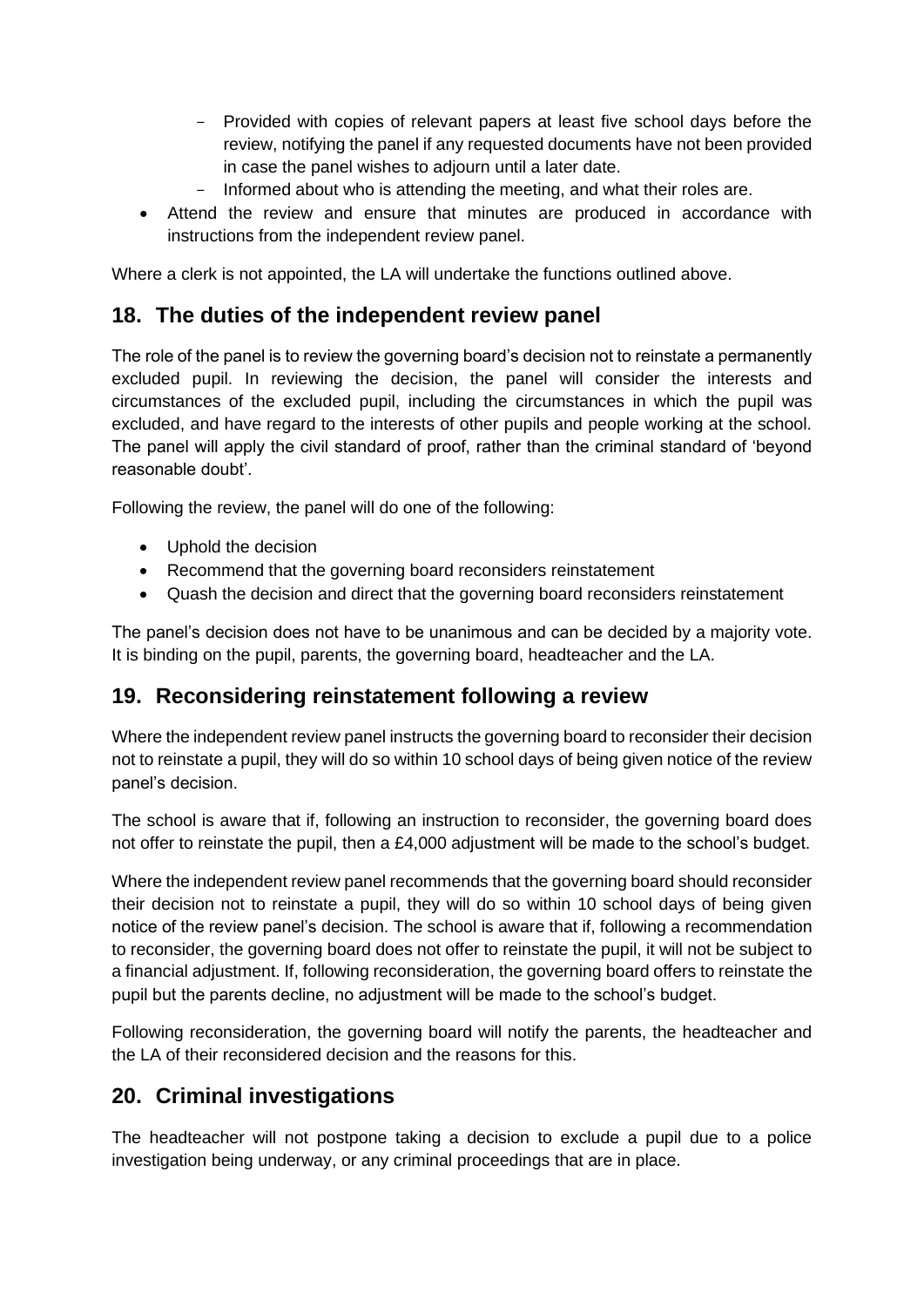- Provided with copies of relevant papers at least five school days before the review, notifying the panel if any requested documents have not been provided in case the panel wishes to adjourn until a later date.
  - Informed about who is attending the meeting, and what their roles are.
- Attend the review and ensure that minutes are produced in accordance with instructions from the independent review panel.

Where a clerk is not appointed, the LA will undertake the functions outlined above.

## 18. The duties of the independent review panel

The role of the panel is to review the governing board's decision not to reinstate a permanently excluded pupil. In reviewing the decision, the panel will consider the interests and circumstances of the excluded pupil, including the circumstances in which the pupil was excluded, and have regard to the interests of other pupils and people working at the school. The panel will apply the civil standard of proof, rather than the criminal standard of 'beyond reasonable doubt'.

Following the review, the panel will do one of the following:

- Uphold the decision
- Recommend that the governing board reconsiders reinstatement
- Quash the decision and direct that the governing board reconsiders reinstatement

The panel's decision does not have to be unanimous and can be decided by a majority vote. It is binding on the pupil, parents, the governing board, headteacher and the LA.

## 19. Reconsidering reinstatement following a review

Where the independent review panel instructs the governing board to reconsider their decision not to reinstate a pupil, they will do so within 10 school days of being given notice of the review panel's decision.

The school is aware that if, following an instruction to reconsider, the governing board does not offer to reinstate the pupil, then a £4,000 adjustment will be made to the school's budget.

Where the independent review panel recommends that the governing board should reconsider their decision not to reinstate a pupil, they will do so within 10 school days of being given notice of the review panel's decision. The school is aware that if, following a recommendation to reconsider, the governing board does not offer to reinstate the pupil, it will not be subject to a financial adjustment. If, following reconsideration, the governing board offers to reinstate the pupil but the parents decline, no adjustment will be made to the school's budget.

Following reconsideration, the governing board will notify the parents, the headteacher and the LA of their reconsidered decision and the reasons for this.

## 20. Criminal investigations

The headteacher will not postpone taking a decision to exclude a pupil due to a police investigation being underway, or any criminal proceedings that are in place.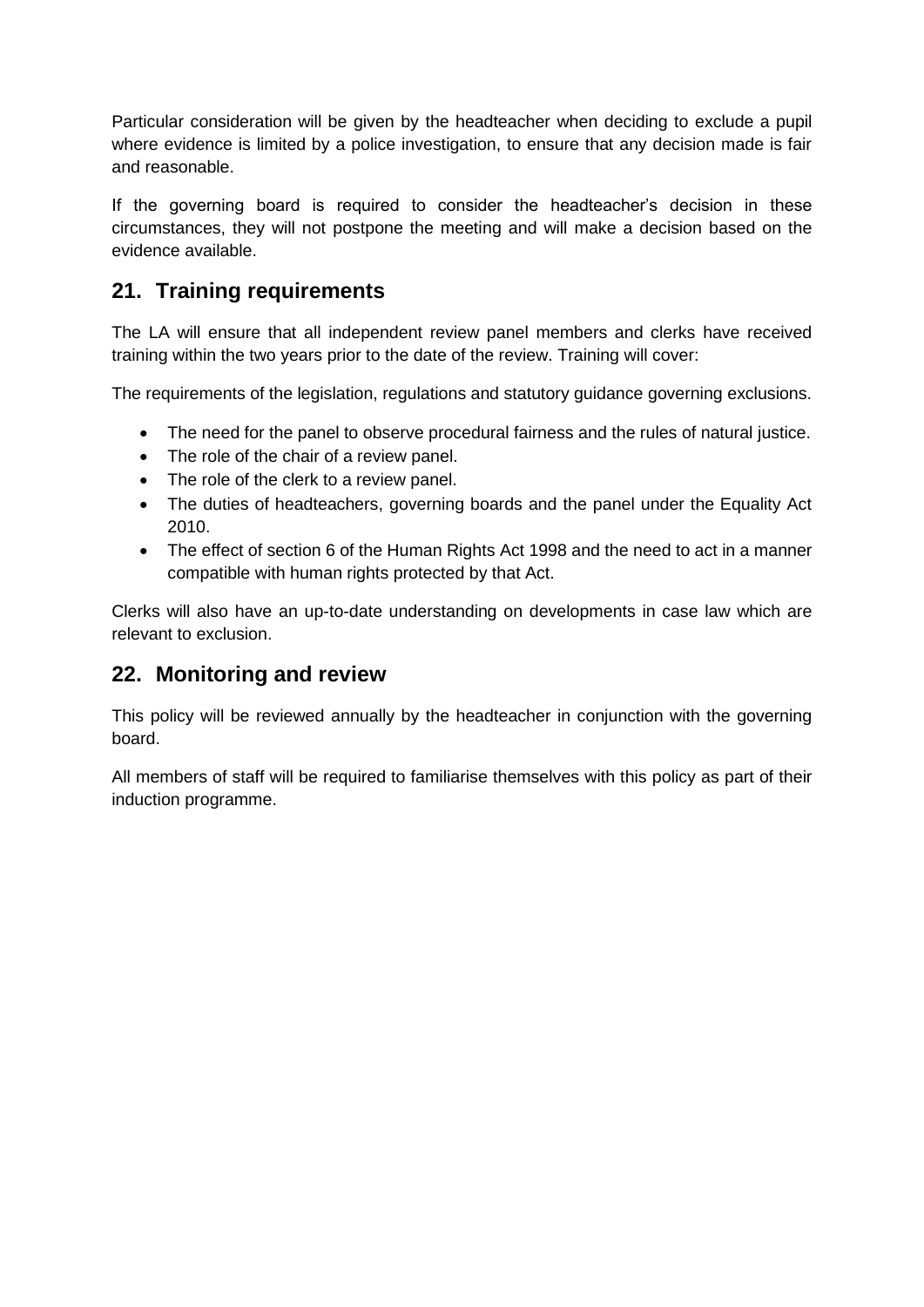Particular consideration will be given by the headteacher when deciding to exclude a pupil where evidence is limited by a police investigation, to ensure that any decision made is fair and reasonable.

If the governing board is required to consider the headteacher's decision in these circumstances, they will not postpone the meeting and will make a decision based on the evidence available.

## 21. Training requirements

The LA will ensure that all independent review panel members and clerks have received training within the two years prior to the date of the review. Training will cover:

The requirements of the legislation, regulations and statutory guidance governing exclusions.

- The need for the panel to observe procedural fairness and the rules of natural justice.
- The role of the chair of a review panel.
- The role of the clerk to a review panel.
- The duties of headteachers, governing boards and the panel under the Equality Act 2010.
- The effect of section 6 of the Human Rights Act 1998 and the need to act in a manner compatible with human rights protected by that Act.

Clerks will also have an up-to-date understanding on developments in case law which are relevant to exclusion.

## 22. Monitoring and review

This policy will be reviewed annually by the headteacher in conjunction with the governing board.

All members of staff will be required to familiarise themselves with this policy as part of their induction programme.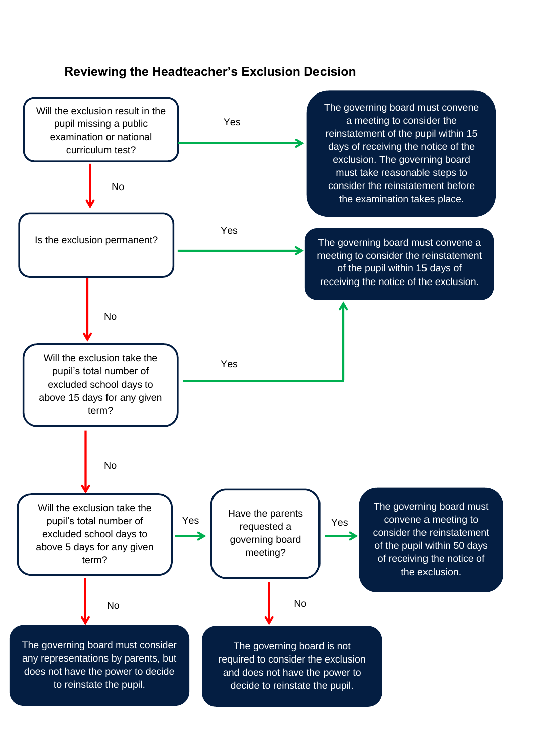## Reviewing the Headteacher's Exclusion Decision

Will the exclusion result in the pupil missing a public examination or national curriculum test?

Yes

The governing board must convene a meeting to consider the reinstatement of the pupil within 15 days of receiving the notice of the exclusion. The governing board must take reasonable steps to consider the reinstatement before the examination takes place.

No

Is the exclusion permanent?

Yes

The governing board must convene a meeting to consider the reinstatement of the pupil within 15 days of receiving the notice of the exclusion.

No

Will the exclusion take the pupil's total number of excluded school days to above 15 days for any given term?

Yes

No

Will the exclusion take the pupil's total number of excluded school days to above 5 days for any given term?

Yes

Have the parents requested a governing board meeting?

Yes

The governing board must convene a meeting to consider the reinstatement of the pupil within 50 days of receiving the notice of the exclusion.

No

The governing board must consider any representations by parents, but does not have the power to decide to reinstate the pupil.

No

The governing board is not required to consider the exclusion and does not have the power to decide to reinstate the pupil.